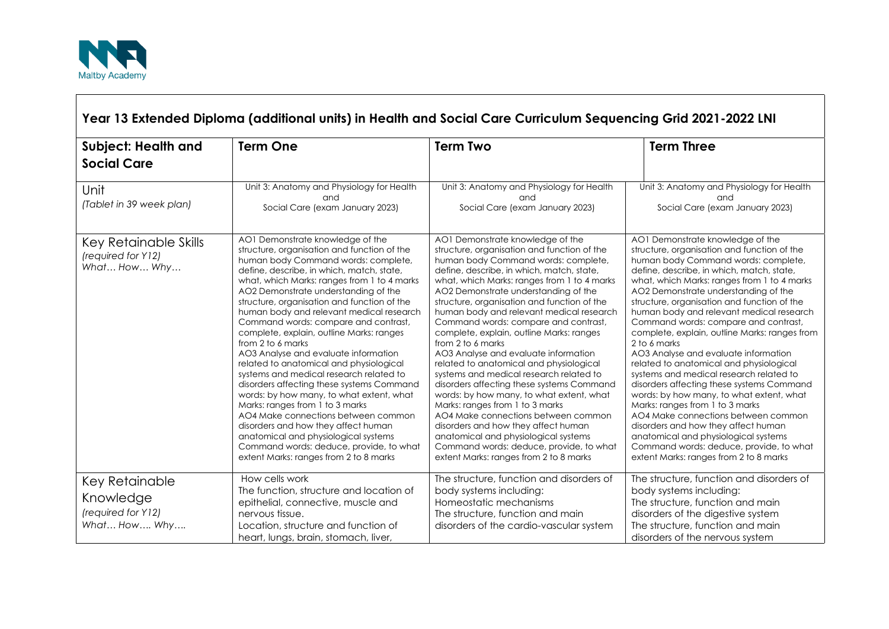# Year 13 Extended Diploma (additional units) in Health and Social Care Curriculum Sequencing Grid 2021-2022 LNI

| **Subject: Health and Social Care** | **Term One** | **Term Two** | **Term Three** |
| --- | --- | --- | --- |
| Unit *(Tablet in 39 week plan)* | Unit 3: Anatomy and Physiology for Health and Social Care (exam January 2023) | Unit 3: Anatomy and Physiology for Health and Social Care (exam January 2023) | Unit 3: Anatomy and Physiology for Health and Social Care (exam January 2023) |
| Key Retainable Skills *(required for Y12)* *What… How… Why…* | AO1 Demonstrate knowledge of the structure, organisation and function of the human body Command words: complete, define, describe, in which, match, state, what, which Marks: ranges from 1 to 4 marks AO2 Demonstrate understanding of the structure, organisation and function of the human body and relevant medical research Command words: compare and contrast, complete, explain, outline Marks: ranges from 2 to 6 marks AO3 Analyse and evaluate information related to anatomical and physiological systems and medical research related to disorders affecting these systems Command words: by how many, to what extent, what Marks: ranges from 1 to 3 marks AO4 Make connections between common disorders and how they affect human anatomical and physiological systems Command words: deduce, provide, to what extent Marks: ranges from 2 to 8 marks | AO1 Demonstrate knowledge of the structure, organisation and function of the human body Command words: complete, define, describe, in which, match, state, what, which Marks: ranges from 1 to 4 marks AO2 Demonstrate understanding of the structure, organisation and function of the human body and relevant medical research Command words: compare and contrast, complete, explain, outline Marks: ranges from 2 to 6 marks AO3 Analyse and evaluate information related to anatomical and physiological systems and medical research related to disorders affecting these systems Command words: by how many, to what extent, what Marks: ranges from 1 to 3 marks AO4 Make connections between common disorders and how they affect human anatomical and physiological systems Command words: deduce, provide, to what extent Marks: ranges from 2 to 8 marks | AO1 Demonstrate knowledge of the structure, organisation and function of the human body Command words: complete, define, describe, in which, match, state, what, which Marks: ranges from 1 to 4 marks AO2 Demonstrate understanding of the structure, organisation and function of the human body and relevant medical research Command words: compare and contrast, complete, explain, outline Marks: ranges from 2 to 6 marks AO3 Analyse and evaluate information related to anatomical and physiological systems and medical research related to disorders affecting these systems Command words: by how many, to what extent, what Marks: ranges from 1 to 3 marks AO4 Make connections between common disorders and how they affect human anatomical and physiological systems Command words: deduce, provide, to what extent Marks: ranges from 2 to 8 marks |
| Key Retainable Knowledge *(required for Y12)* *What… How…. Why….* | How cells work<br>The function, structure and location of epithelial, connective, muscle and nervous tissue.<br>Location, structure and function of heart, lungs, brain, stomach, liver, | The structure, function and disorders of body systems including:<br>Homeostatic mechanisms<br>The structure, function and main disorders of the cardio-vascular system | The structure, function and disorders of body systems including:<br>The structure, function and main disorders of the digestive system<br>The structure, function and main disorders of the nervous system |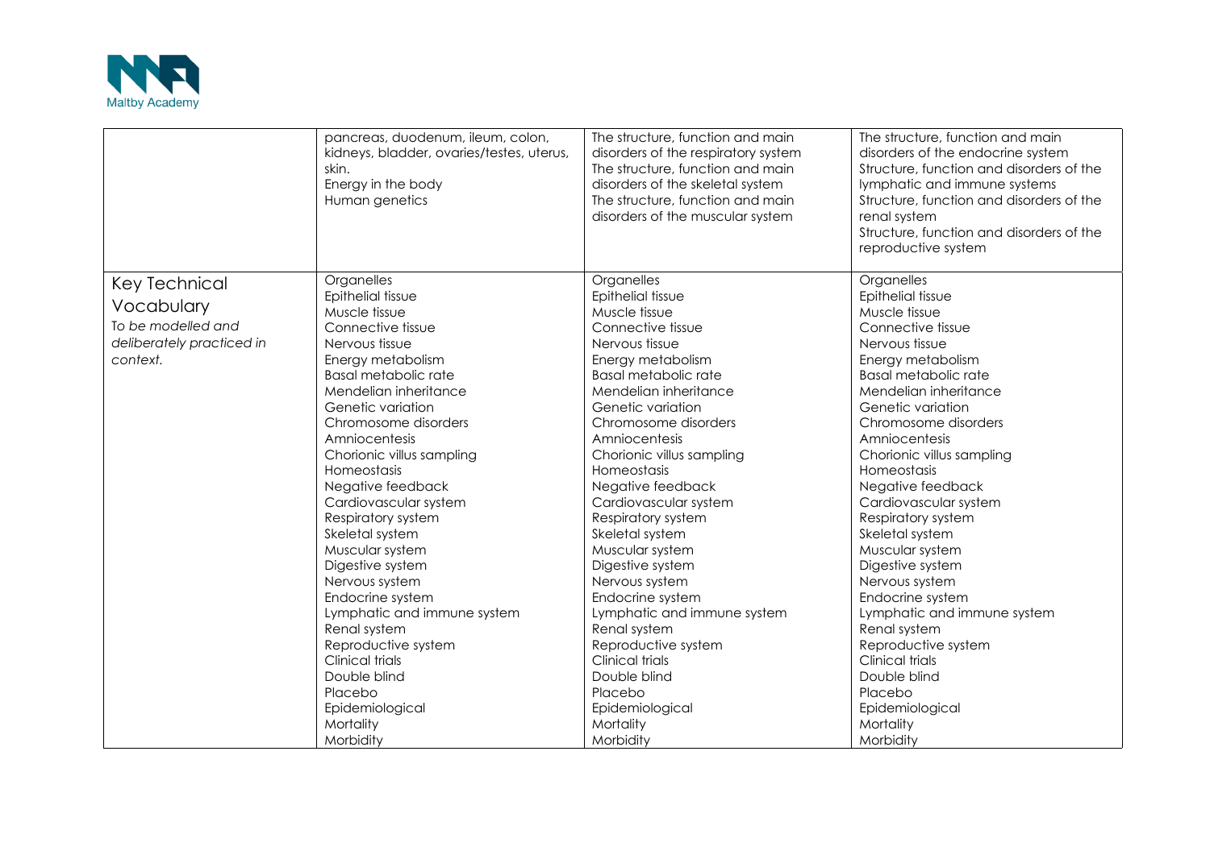| | | | |
|---|---|---|---|
| | pancreas, duodenum, ileum, colon, kidneys, bladder, ovaries/testes, uterus, skin.<br>Energy in the body<br>Human genetics | The structure, function and main disorders of the respiratory system<br>The structure, function and main disorders of the skeletal system<br>The structure, function and main disorders of the muscular system | The structure, function and main disorders of the endocrine system<br>Structure, function and disorders of the lymphatic and immune systems<br>Structure, function and disorders of the renal system<br>Structure, function and disorders of the reproductive system |
| Key Technical Vocabulary<br>*To be modelled and deliberately practiced in context.* | Organelles<br>Epithelial tissue<br>Muscle tissue<br>Connective tissue<br>Nervous tissue<br>Energy metabolism<br>Basal metabolic rate<br>Mendelian inheritance<br>Genetic variation<br>Chromosome disorders<br>Amniocentesis<br>Chorionic villus sampling<br>Homeostasis<br>Negative feedback<br>Cardiovascular system<br>Respiratory system<br>Skeletal system<br>Muscular system<br>Digestive system<br>Nervous system<br>Endocrine system<br>Lymphatic and immune system<br>Renal system<br>Reproductive system<br>Clinical trials<br>Double blind<br>Placebo<br>Epidemiological<br>Mortality<br>Morbidity | Organelles<br>Epithelial tissue<br>Muscle tissue<br>Connective tissue<br>Nervous tissue<br>Energy metabolism<br>Basal metabolic rate<br>Mendelian inheritance<br>Genetic variation<br>Chromosome disorders<br>Amniocentesis<br>Chorionic villus sampling<br>Homeostasis<br>Negative feedback<br>Cardiovascular system<br>Respiratory system<br>Skeletal system<br>Muscular system<br>Digestive system<br>Nervous system<br>Endocrine system<br>Lymphatic and immune system<br>Renal system<br>Reproductive system<br>Clinical trials<br>Double blind<br>Placebo<br>Epidemiological<br>Mortality<br>Morbidity | Organelles<br>Epithelial tissue<br>Muscle tissue<br>Connective tissue<br>Nervous tissue<br>Energy metabolism<br>Basal metabolic rate<br>Mendelian inheritance<br>Genetic variation<br>Chromosome disorders<br>Amniocentesis<br>Chorionic villus sampling<br>Homeostasis<br>Negative feedback<br>Cardiovascular system<br>Respiratory system<br>Skeletal system<br>Muscular system<br>Digestive system<br>Nervous system<br>Endocrine system<br>Lymphatic and immune system<br>Renal system<br>Reproductive system<br>Clinical trials<br>Double blind<br>Placebo<br>Epidemiological<br>Mortality<br>Morbidity |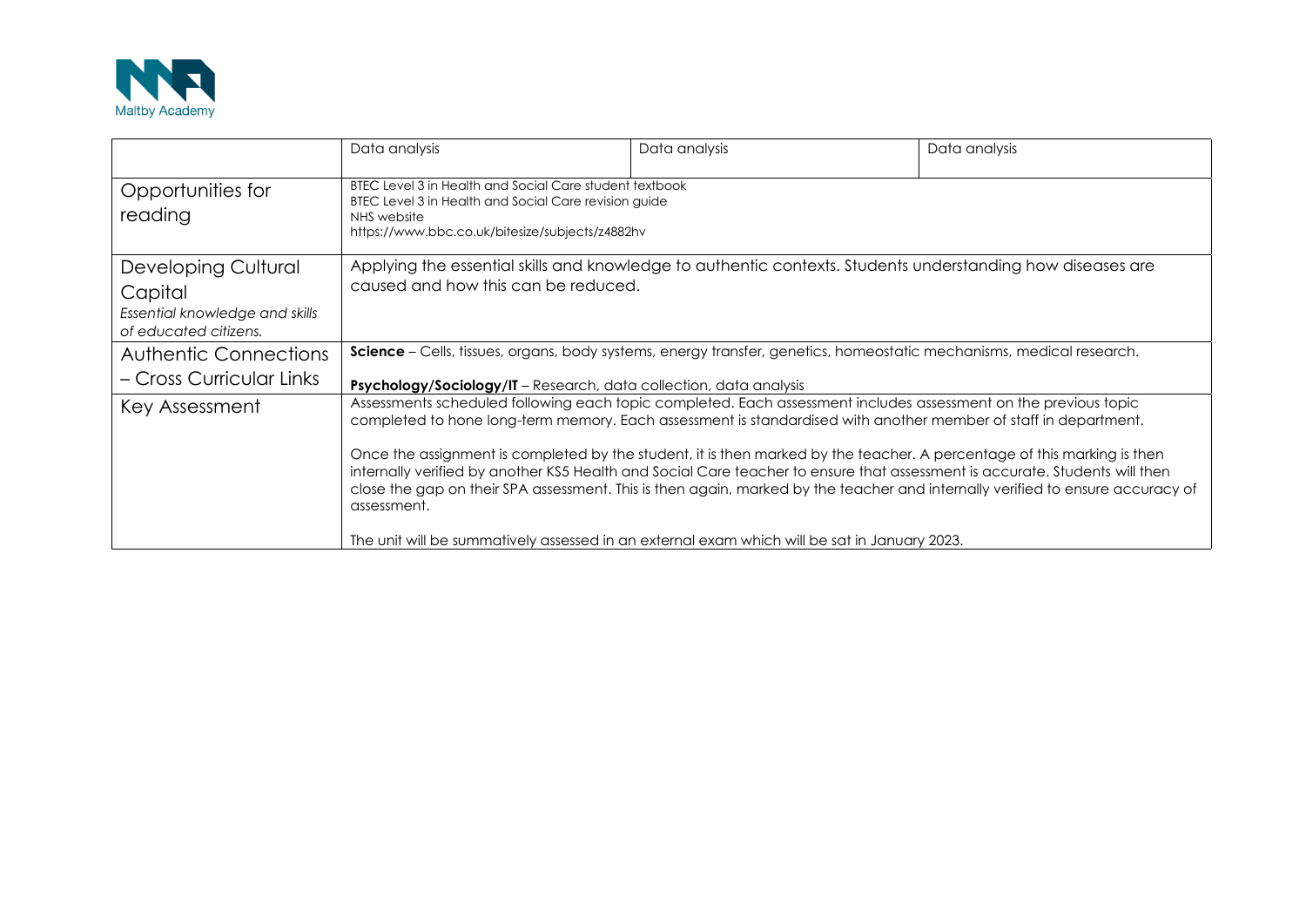| | | | |
|---|---|---|---|
| | Data analysis | Data analysis | Data analysis |
| Opportunities for reading | BTEC Level 3 in Health and Social Care student textbook<br>BTEC Level 3 in Health and Social Care revision guide<br>NHS website<br>https://www.bbc.co.uk/bitesize/subjects/z4882hv | | |
| Developing Cultural Capital<br>*Essential knowledge and skills of educated citizens.* | Applying the essential skills and knowledge to authentic contexts. Students understanding how diseases are caused and how this can be reduced. | | |
| Authentic Connections – Cross Curricular Links | **Science** – Cells, tissues, organs, body systems, energy transfer, genetics, homeostatic mechanisms, medical research.<br><br>**Psychology/Sociology/IT** – Research, data collection, data analysis | | |
| Key Assessment | Assessments scheduled following each topic completed. Each assessment includes assessment on the previous topic completed to hone long-term memory. Each assessment is standardised with another member of staff in department.<br><br>Once the assignment is completed by the student, it is then marked by the teacher. A percentage of this marking is then internally verified by another KS5 Health and Social Care teacher to ensure that assessment is accurate. Students will then close the gap on their SPA assessment. This is then again, marked by the teacher and internally verified to ensure accuracy of assessment.<br><br>The unit will be summatively assessed in an external exam which will be sat in January 2023. | | |